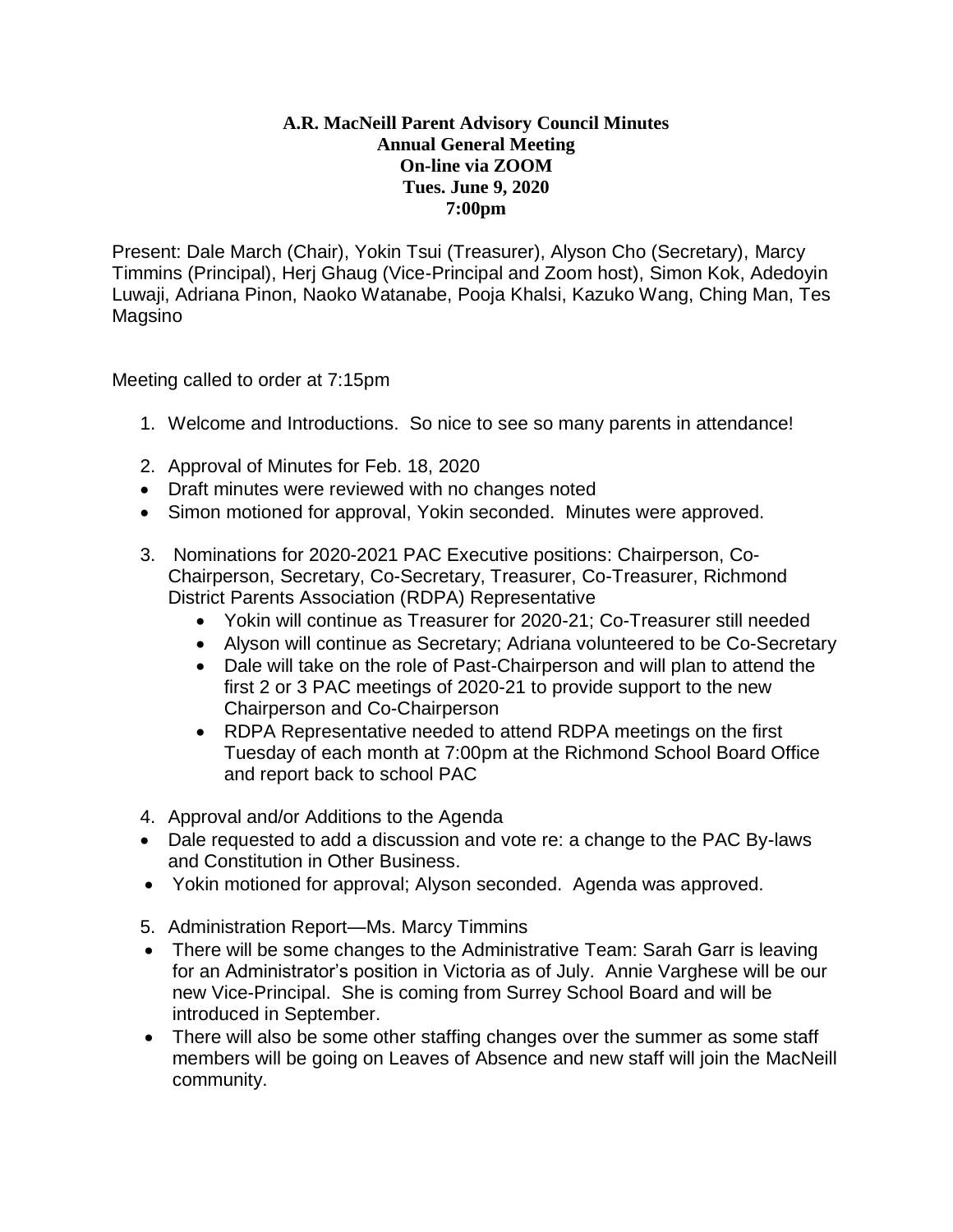**A.R. MacNeill Parent Advisory Council Minutes**
**Annual General Meeting**
**On-line via ZOOM**
**Tues. June 9, 2020**
**7:00pm**

Present: Dale March (Chair), Yokin Tsui (Treasurer), Alyson Cho (Secretary), Marcy Timmins (Principal), Herj Ghaug (Vice-Principal and Zoom host), Simon Kok, Adedoyin Luwaji, Adriana Pinon, Naoko Watanabe, Pooja Khalsi, Kazuko Wang, Ching Man, Tes Magsino

Meeting called to order at 7:15pm

1. Welcome and Introductions. So nice to see so many parents in attendance!

2. Approval of Minutes for Feb. 18, 2020

- Draft minutes were reviewed with no changes noted
- Simon motioned for approval, Yokin seconded. Minutes were approved.

3. Nominations for 2020-2021 PAC Executive positions: Chairperson, Co-Chairperson, Secretary, Co-Secretary, Treasurer, Co-Treasurer, Richmond District Parents Association (RDPA) Representative
   - Yokin will continue as Treasurer for 2020-21; Co-Treasurer still needed
   - Alyson will continue as Secretary; Adriana volunteered to be Co-Secretary
   - Dale will take on the role of Past-Chairperson and will plan to attend the first 2 or 3 PAC meetings of 2020-21 to provide support to the new Chairperson and Co-Chairperson
   - RDPA Representative needed to attend RDPA meetings on the first Tuesday of each month at 7:00pm at the Richmond School Board Office and report back to school PAC

4. Approval and/or Additions to the Agenda

- Dale requested to add a discussion and vote re: a change to the PAC By-laws and Constitution in Other Business.
- Yokin motioned for approval; Alyson seconded. Agenda was approved.

5. Administration Report—Ms. Marcy Timmins

- There will be some changes to the Administrative Team: Sarah Garr is leaving for an Administrator's position in Victoria as of July. Annie Varghese will be our new Vice-Principal. She is coming from Surrey School Board and will be introduced in September.
- There will also be some other staffing changes over the summer as some staff members will be going on Leaves of Absence and new staff will join the MacNeill community.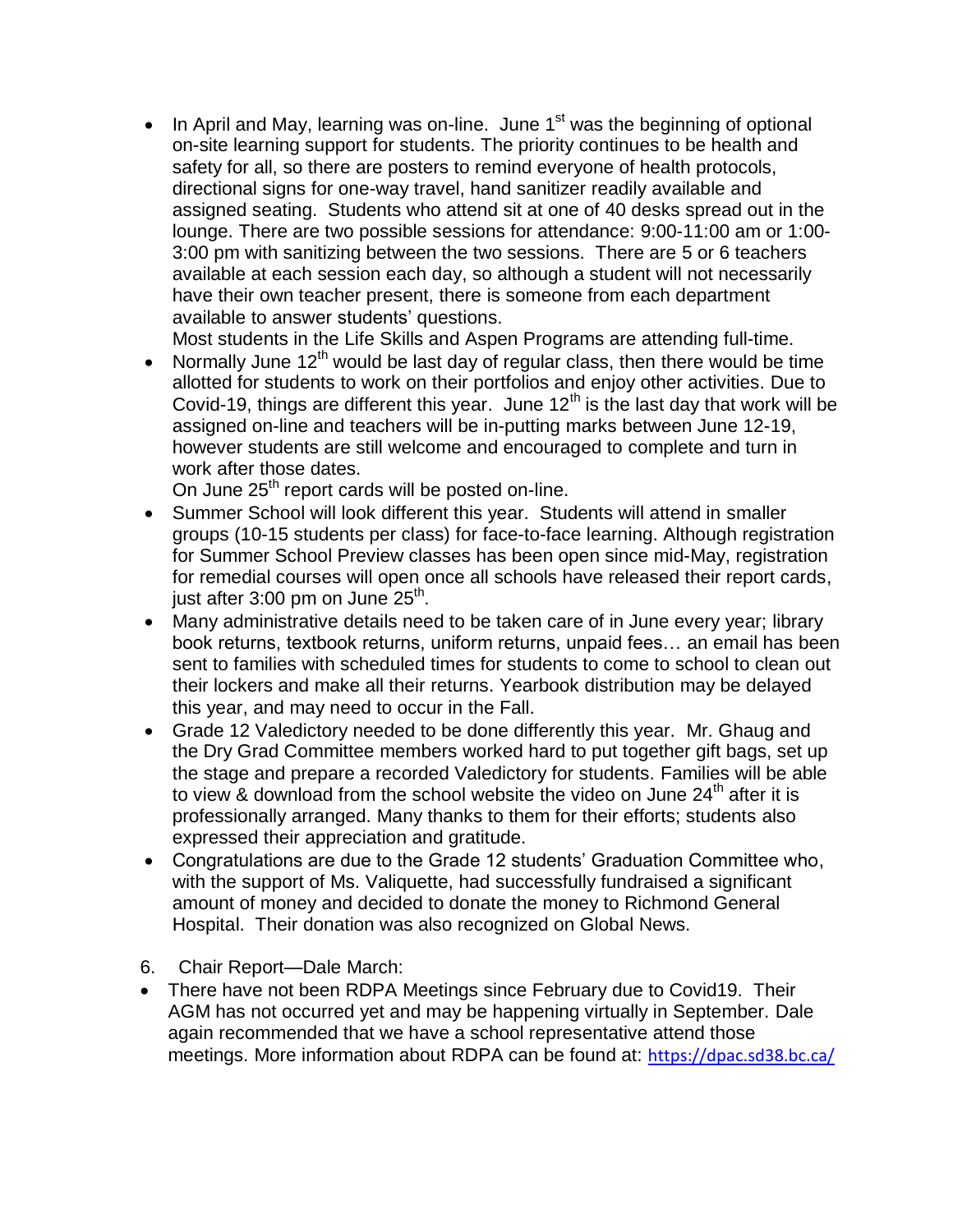- In April and May, learning was on-line. June 1st was the beginning of optional on-site learning support for students. The priority continues to be health and safety for all, so there are posters to remind everyone of health protocols, directional signs for one-way travel, hand sanitizer readily available and assigned seating. Students who attend sit at one of 40 desks spread out in the lounge. There are two possible sessions for attendance: 9:00-11:00 am or 1:00-3:00 pm with sanitizing between the two sessions. There are 5 or 6 teachers available at each session each day, so although a student will not necessarily have their own teacher present, there is someone from each department available to answer students' questions.
  Most students in the Life Skills and Aspen Programs are attending full-time.
- Normally June 12th would be last day of regular class, then there would be time allotted for students to work on their portfolios and enjoy other activities. Due to Covid-19, things are different this year. June 12th is the last day that work will be assigned on-line and teachers will be in-putting marks between June 12-19, however students are still welcome and encouraged to complete and turn in work after those dates.
  On June 25th report cards will be posted on-line.
- Summer School will look different this year. Students will attend in smaller groups (10-15 students per class) for face-to-face learning. Although registration for Summer School Preview classes has been open since mid-May, registration for remedial courses will open once all schools have released their report cards, just after 3:00 pm on June 25th.
- Many administrative details need to be taken care of in June every year; library book returns, textbook returns, uniform returns, unpaid fees… an email has been sent to families with scheduled times for students to come to school to clean out their lockers and make all their returns. Yearbook distribution may be delayed this year, and may need to occur in the Fall.
- Grade 12 Valedictory needed to be done differently this year. Mr. Ghaug and the Dry Grad Committee members worked hard to put together gift bags, set up the stage and prepare a recorded Valedictory for students. Families will be able to view & download from the school website the video on June 24th after it is professionally arranged. Many thanks to them for their efforts; students also expressed their appreciation and gratitude.
- Congratulations are due to the Grade 12 students' Graduation Committee who, with the support of Ms. Valiquette, had successfully fundraised a significant amount of money and decided to donate the money to Richmond General Hospital. Their donation was also recognized on Global News.

6. Chair Report—Dale March:

- There have not been RDPA Meetings since February due to Covid19. Their AGM has not occurred yet and may be happening virtually in September. Dale again recommended that we have a school representative attend those meetings. More information about RDPA can be found at: https://dpac.sd38.bc.ca/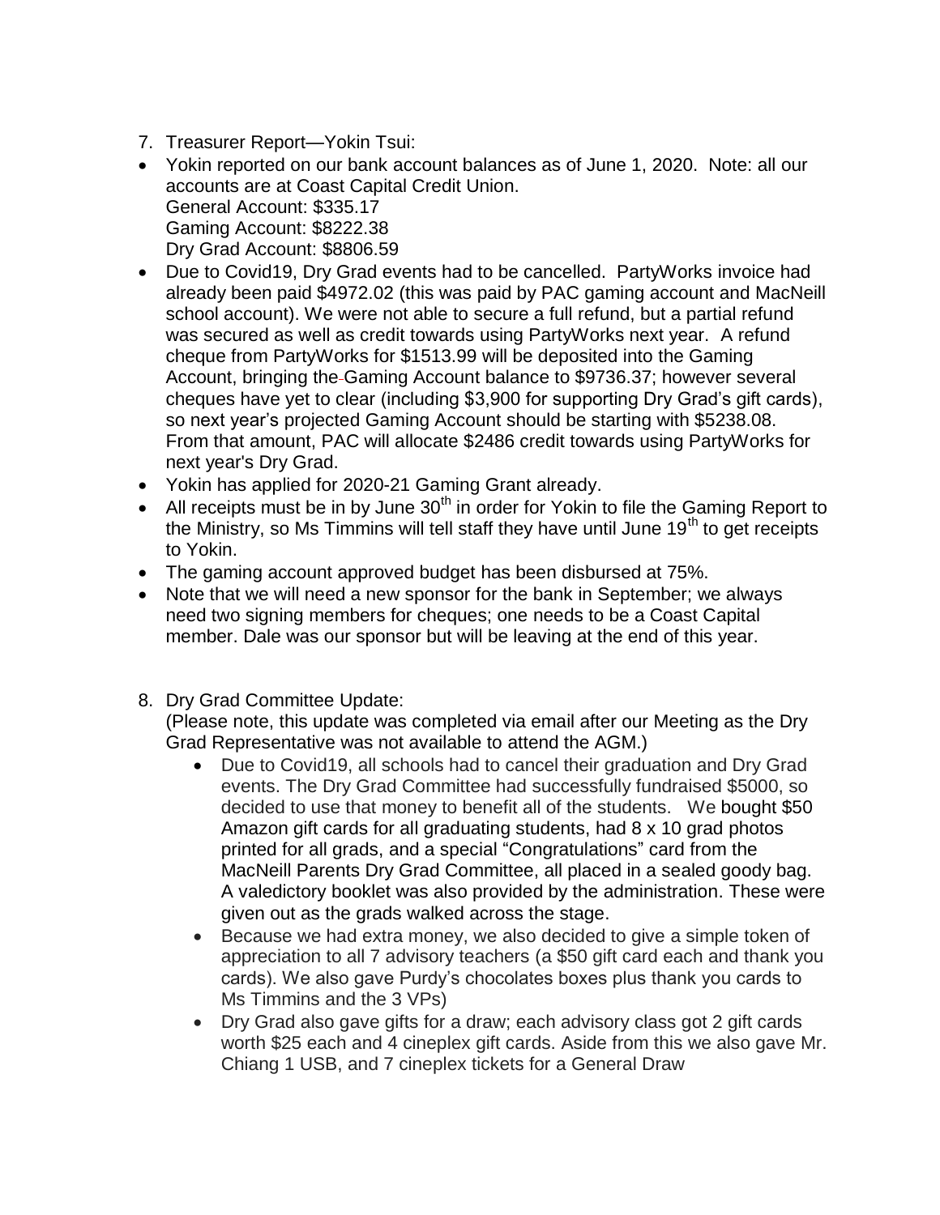7. Treasurer Report—Yokin Tsui:

- Yokin reported on our bank account balances as of June 1, 2020. Note: all our accounts are at Coast Capital Credit Union.  
  General Account: $335.17  
  Gaming Account: $8222.38  
  Dry Grad Account: $8806.59
- Due to Covid19, Dry Grad events had to be cancelled. PartyWorks invoice had already been paid $4972.02 (this was paid by PAC gaming account and MacNeill school account). We were not able to secure a full refund, but a partial refund was secured as well as credit towards using PartyWorks next year. A refund cheque from PartyWorks for $1513.99 will be deposited into the Gaming Account, bringing the Gaming Account balance to $9736.37; however several cheques have yet to clear (including $3,900 for supporting Dry Grad's gift cards), so next year's projected Gaming Account should be starting with $5238.08. From that amount, PAC will allocate $2486 credit towards using PartyWorks for next year's Dry Grad.
- Yokin has applied for 2020-21 Gaming Grant already.
- All receipts must be in by June 30th in order for Yokin to file the Gaming Report to the Ministry, so Ms Timmins will tell staff they have until June 19th to get receipts to Yokin.
- The gaming account approved budget has been disbursed at 75%.
- Note that we will need a new sponsor for the bank in September; we always need two signing members for cheques; one needs to be a Coast Capital member. Dale was our sponsor but will be leaving at the end of this year.

8. Dry Grad Committee Update:  
   (Please note, this update was completed via email after our Meeting as the Dry Grad Representative was not available to attend the AGM.)

   - Due to Covid19, all schools had to cancel their graduation and Dry Grad events. The Dry Grad Committee had successfully fundraised $5000, so decided to use that money to benefit all of the students. We bought $50 Amazon gift cards for all graduating students, had 8 x 10 grad photos printed for all grads, and a special "Congratulations" card from the MacNeill Parents Dry Grad Committee, all placed in a sealed goody bag. A valedictory booklet was also provided by the administration. These were given out as the grads walked across the stage.
   - Because we had extra money, we also decided to give a simple token of appreciation to all 7 advisory teachers (a $50 gift card each and thank you cards). We also gave Purdy's chocolates boxes plus thank you cards to Ms Timmins and the 3 VPs)
   - Dry Grad also gave gifts for a draw; each advisory class got 2 gift cards worth $25 each and 4 cineplex gift cards. Aside from this we also gave Mr. Chiang 1 USB, and 7 cineplex tickets for a General Draw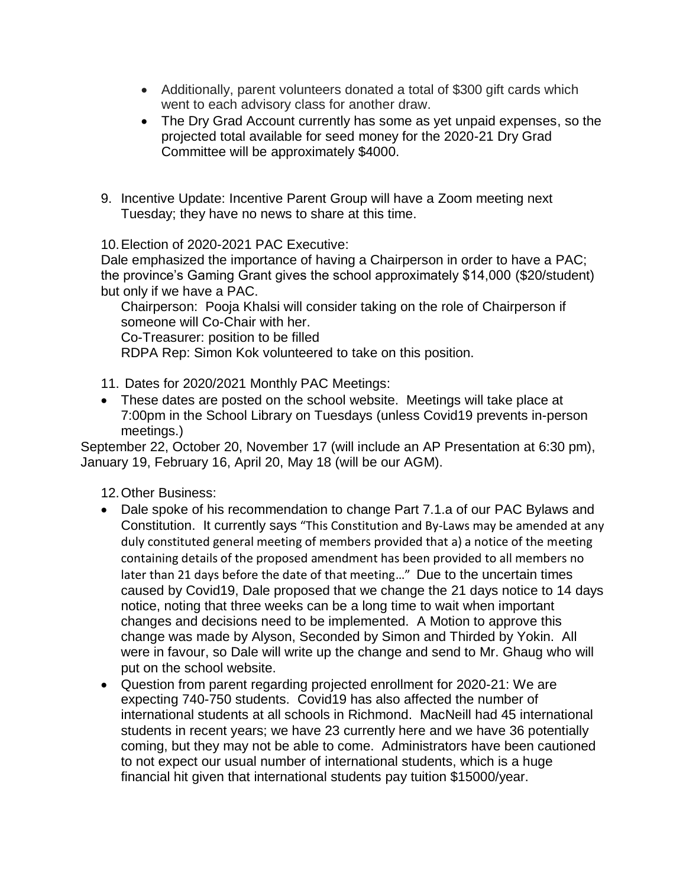- Additionally, parent volunteers donated a total of $300 gift cards which went to each advisory class for another draw.
- The Dry Grad Account currently has some as yet unpaid expenses, so the projected total available for seed money for the 2020-21 Dry Grad Committee will be approximately $4000.

9. Incentive Update: Incentive Parent Group will have a Zoom meeting next Tuesday; they have no news to share at this time.

10. Election of 2020-2021 PAC Executive:

Dale emphasized the importance of having a Chairperson in order to have a PAC; the province's Gaming Grant gives the school approximately $14,000 ($20/student) but only if we have a PAC.

Chairperson: Pooja Khalsi will consider taking on the role of Chairperson if someone will Co-Chair with her.
Co-Treasurer: position to be filled
RDPA Rep: Simon Kok volunteered to take on this position.

11. Dates for 2020/2021 Monthly PAC Meetings:

- These dates are posted on the school website. Meetings will take place at 7:00pm in the School Library on Tuesdays (unless Covid19 prevents in-person meetings.)

September 22, October 20, November 17 (will include an AP Presentation at 6:30 pm), January 19, February 16, April 20, May 18 (will be our AGM).

12. Other Business:

- Dale spoke of his recommendation to change Part 7.1.a of our PAC Bylaws and Constitution. It currently says "This Constitution and By-Laws may be amended at any duly constituted general meeting of members provided that a) a notice of the meeting containing details of the proposed amendment has been provided to all members no later than 21 days before the date of that meeting…" Due to the uncertain times caused by Covid19, Dale proposed that we change the 21 days notice to 14 days notice, noting that three weeks can be a long time to wait when important changes and decisions need to be implemented. A Motion to approve this change was made by Alyson, Seconded by Simon and Thirded by Yokin. All were in favour, so Dale will write up the change and send to Mr. Ghaug who will put on the school website.
- Question from parent regarding projected enrollment for 2020-21: We are expecting 740-750 students. Covid19 has also affected the number of international students at all schools in Richmond. MacNeill had 45 international students in recent years; we have 23 currently here and we have 36 potentially coming, but they may not be able to come. Administrators have been cautioned to not expect our usual number of international students, which is a huge financial hit given that international students pay tuition $15000/year.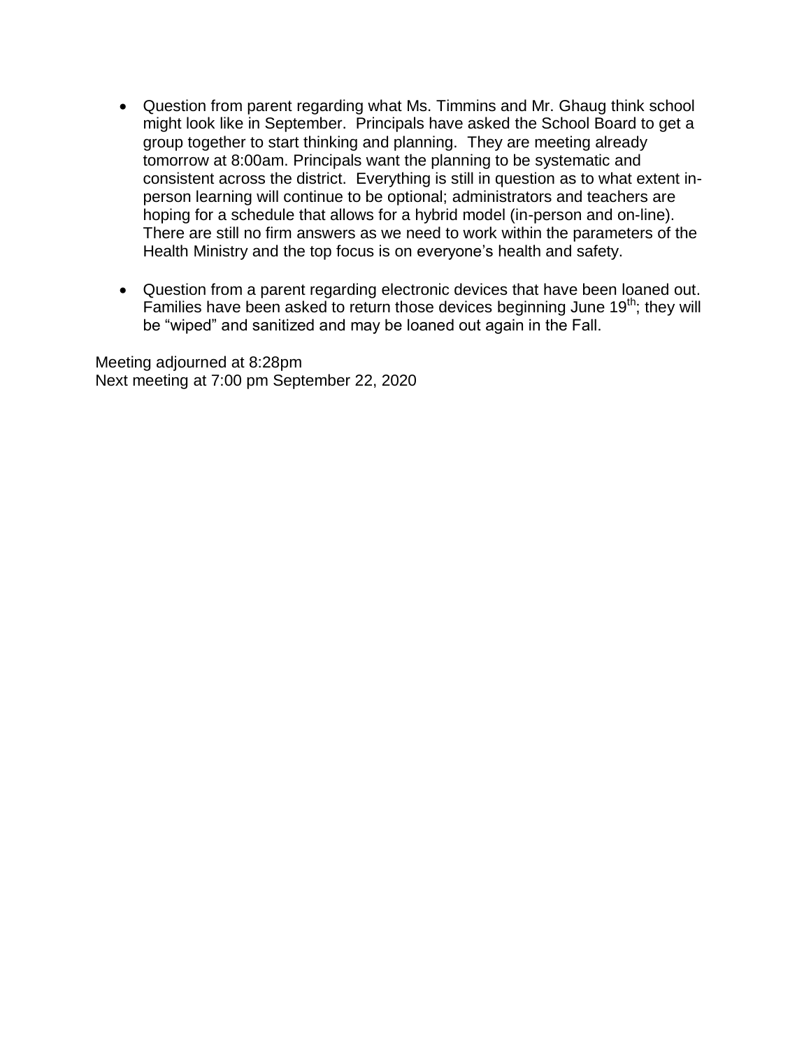- Question from parent regarding what Ms. Timmins and Mr. Ghaug think school might look like in September. Principals have asked the School Board to get a group together to start thinking and planning. They are meeting already tomorrow at 8:00am. Principals want the planning to be systematic and consistent across the district. Everything is still in question as to what extent in-person learning will continue to be optional; administrators and teachers are hoping for a schedule that allows for a hybrid model (in-person and on-line). There are still no firm answers as we need to work within the parameters of the Health Ministry and the top focus is on everyone's health and safety.

- Question from a parent regarding electronic devices that have been loaned out. Families have been asked to return those devices beginning June 19th; they will be "wiped" and sanitized and may be loaned out again in the Fall.

Meeting adjourned at 8:28pm
Next meeting at 7:00 pm September 22, 2020